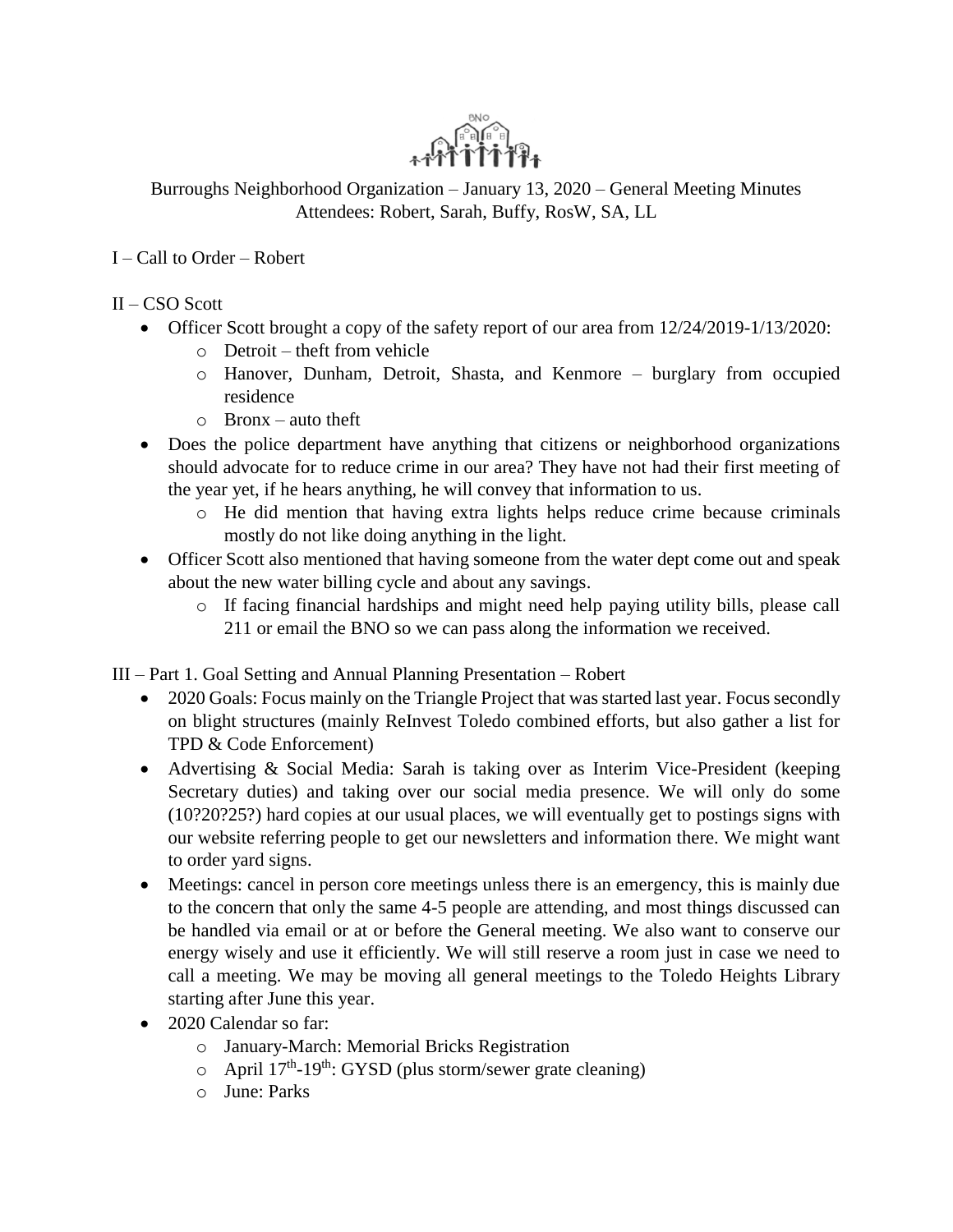Burroughs Neighborhood Organization – January 13, 2020 – General Meeting Minutes
Attendees: Robert, Sarah, Buffy, RosW, SA, LL

I – Call to Order – Robert

II – CSO Scott

- Officer Scott brought a copy of the safety report of our area from 12/24/2019-1/13/2020:
  - Detroit – theft from vehicle
  - Hanover, Dunham, Detroit, Shasta, and Kenmore – burglary from occupied residence
  - Bronx – auto theft
- Does the police department have anything that citizens or neighborhood organizations should advocate for to reduce crime in our area? They have not had their first meeting of the year yet, if he hears anything, he will convey that information to us.
  - He did mention that having extra lights helps reduce crime because criminals mostly do not like doing anything in the light.
- Officer Scott also mentioned that having someone from the water dept come out and speak about the new water billing cycle and about any savings.
  - If facing financial hardships and might need help paying utility bills, please call 211 or email the BNO so we can pass along the information we received.

III – Part 1. Goal Setting and Annual Planning Presentation – Robert

- 2020 Goals: Focus mainly on the Triangle Project that was started last year. Focus secondly on blight structures (mainly ReInvest Toledo combined efforts, but also gather a list for TPD & Code Enforcement)
- Advertising & Social Media: Sarah is taking over as Interim Vice-President (keeping Secretary duties) and taking over our social media presence. We will only do some (10?20?25?) hard copies at our usual places, we will eventually get to postings signs with our website referring people to get our newsletters and information there. We might want to order yard signs.
- Meetings: cancel in person core meetings unless there is an emergency, this is mainly due to the concern that only the same 4-5 people are attending, and most things discussed can be handled via email or at or before the General meeting. We also want to conserve our energy wisely and use it efficiently. We will still reserve a room just in case we need to call a meeting. We may be moving all general meetings to the Toledo Heights Library starting after June this year.
- 2020 Calendar so far:
  - January-March: Memorial Bricks Registration
  - April 17th-19th: GYSD (plus storm/sewer grate cleaning)
  - June: Parks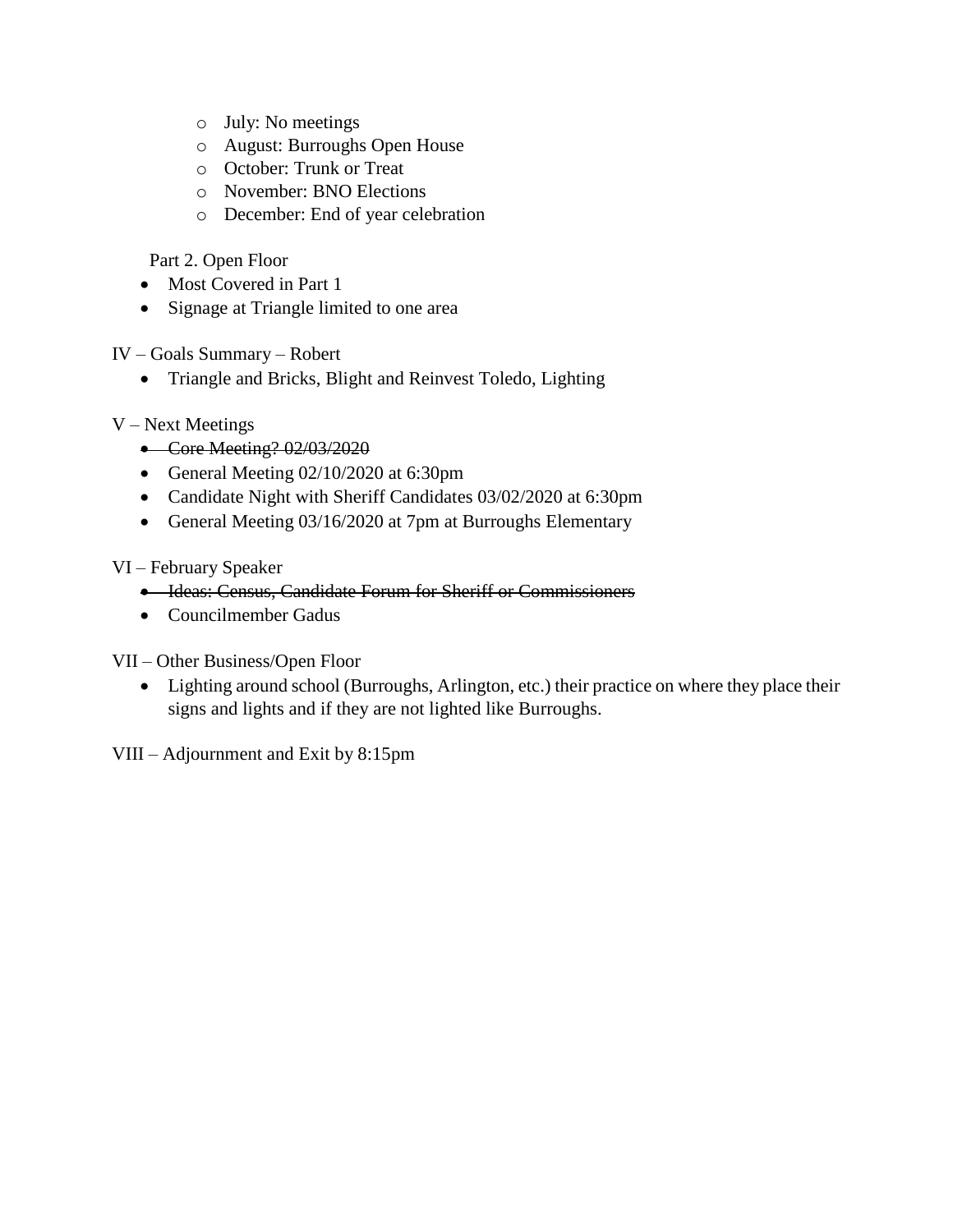- July: No meetings
- August: Burroughs Open House
- October: Trunk or Treat
- November: BNO Elections
- December: End of year celebration

Part 2. Open Floor

- Most Covered in Part 1
- Signage at Triangle limited to one area

IV – Goals Summary – Robert

- Triangle and Bricks, Blight and Reinvest Toledo, Lighting

V – Next Meetings

- ~~Core Meeting? 02/03/2020~~
- General Meeting 02/10/2020 at 6:30pm
- Candidate Night with Sheriff Candidates 03/02/2020 at 6:30pm
- General Meeting 03/16/2020 at 7pm at Burroughs Elementary

VI – February Speaker

- ~~Ideas: Census, Candidate Forum for Sheriff or Commissioners~~
- Councilmember Gadus

VII – Other Business/Open Floor

- Lighting around school (Burroughs, Arlington, etc.) their practice on where they place their signs and lights and if they are not lighted like Burroughs.

VIII – Adjournment and Exit by 8:15pm